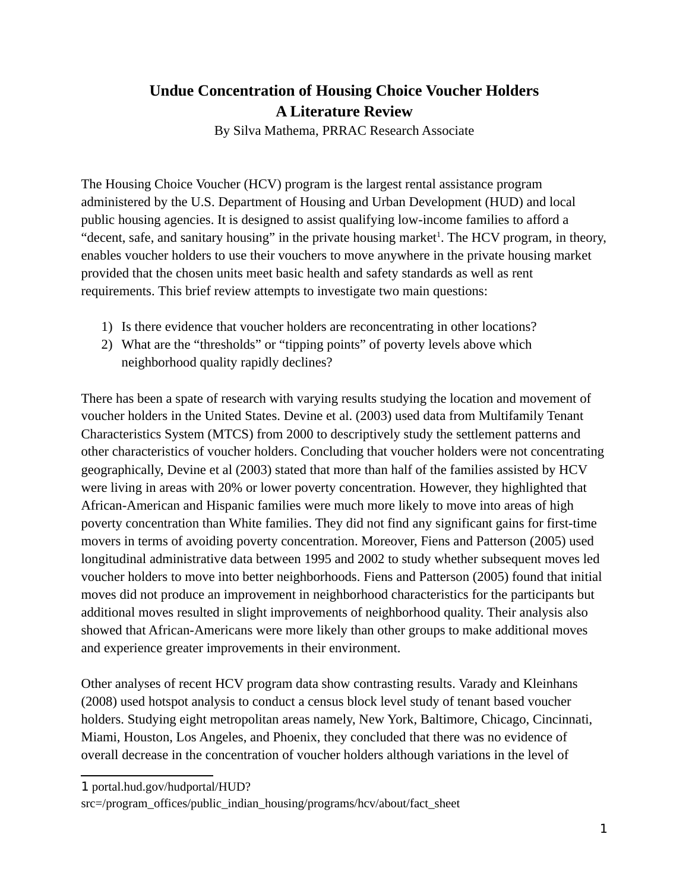# Undue Concentration of Housing Choice Voucher Holders
# A Literature Review

By Silva Mathema, PRRAC Research Associate

The Housing Choice Voucher (HCV) program is the largest rental assistance program administered by the U.S. Department of Housing and Urban Development (HUD) and local public housing agencies. It is designed to assist qualifying low-income families to afford a "decent, safe, and sanitary housing" in the private housing market[1]. The HCV program, in theory, enables voucher holders to use their vouchers to move anywhere in the private housing market provided that the chosen units meet basic health and safety standards as well as rent requirements. This brief review attempts to investigate two main questions:

1) Is there evidence that voucher holders are reconcentrating in other locations?
2) What are the "thresholds" or "tipping points" of poverty levels above which neighborhood quality rapidly declines?

There has been a spate of research with varying results studying the location and movement of voucher holders in the United States. Devine et al. (2003) used data from Multifamily Tenant Characteristics System (MTCS) from 2000 to descriptively study the settlement patterns and other characteristics of voucher holders. Concluding that voucher holders were not concentrating geographically, Devine et al (2003) stated that more than half of the families assisted by HCV were living in areas with 20% or lower poverty concentration. However, they highlighted that African-American and Hispanic families were much more likely to move into areas of high poverty concentration than White families. They did not find any significant gains for first-time movers in terms of avoiding poverty concentration. Moreover, Fiens and Patterson (2005) used longitudinal administrative data between 1995 and 2002 to study whether subsequent moves led voucher holders to move into better neighborhoods. Fiens and Patterson (2005) found that initial moves did not produce an improvement in neighborhood characteristics for the participants but additional moves resulted in slight improvements of neighborhood quality. Their analysis also showed that African-Americans were more likely than other groups to make additional moves and experience greater improvements in their environment.

Other analyses of recent HCV program data show contrasting results. Varady and Kleinhans (2008) used hotspot analysis to conduct a census block level study of tenant based voucher holders. Studying eight metropolitan areas namely, New York, Baltimore, Chicago, Cincinnati, Miami, Houston, Los Angeles, and Phoenix, they concluded that there was no evidence of overall decrease in the concentration of voucher holders although variations in the level of

[1] portal.hud.gov/hudportal/HUD?src=/program_offices/public_indian_housing/programs/hcv/about/fact_sheet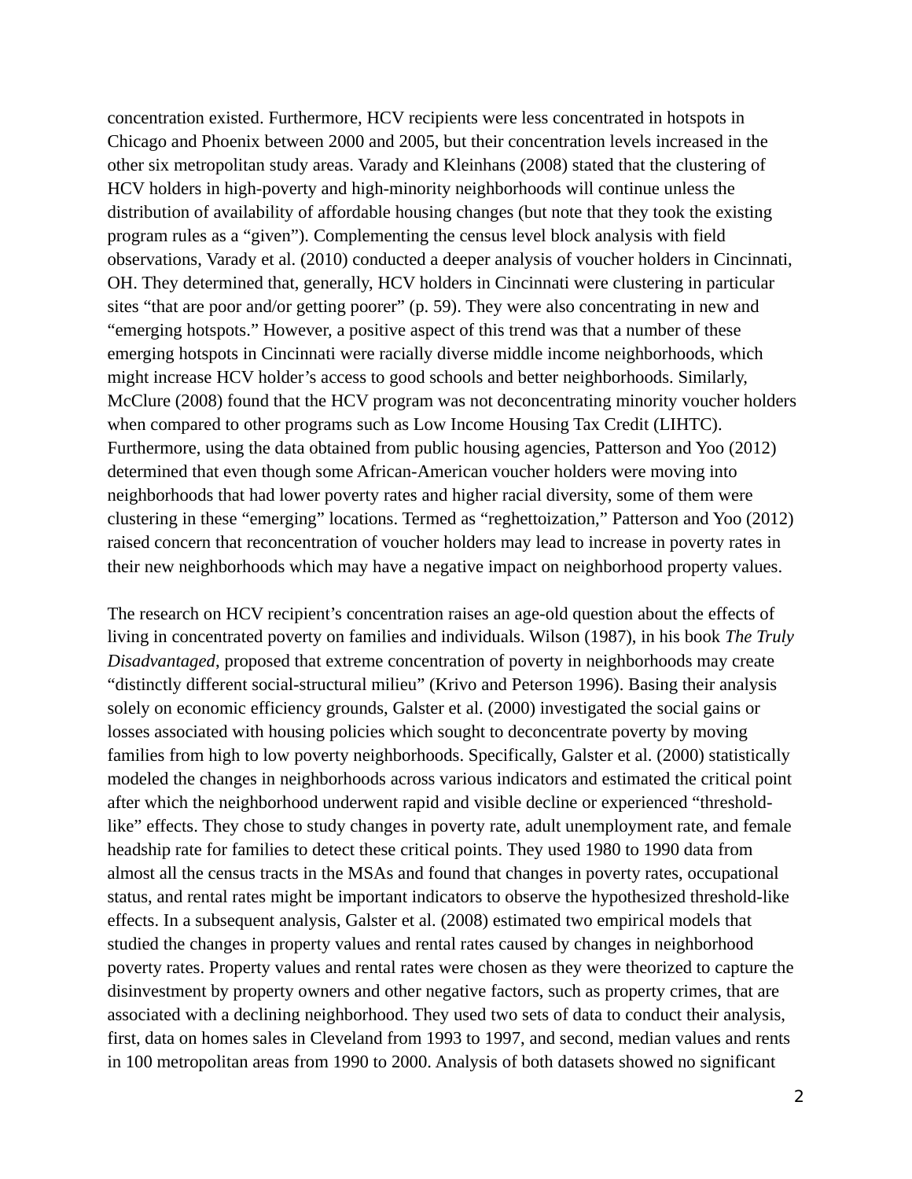concentration existed. Furthermore, HCV recipients were less concentrated in hotspots in Chicago and Phoenix between 2000 and 2005, but their concentration levels increased in the other six metropolitan study areas. Varady and Kleinhans (2008) stated that the clustering of HCV holders in high-poverty and high-minority neighborhoods will continue unless the distribution of availability of affordable housing changes (but note that they took the existing program rules as a "given"). Complementing the census level block analysis with field observations, Varady et al. (2010) conducted a deeper analysis of voucher holders in Cincinnati, OH. They determined that, generally, HCV holders in Cincinnati were clustering in particular sites "that are poor and/or getting poorer" (p. 59). They were also concentrating in new and "emerging hotspots." However, a positive aspect of this trend was that a number of these emerging hotspots in Cincinnati were racially diverse middle income neighborhoods, which might increase HCV holder's access to good schools and better neighborhoods. Similarly, McClure (2008) found that the HCV program was not deconcentrating minority voucher holders when compared to other programs such as Low Income Housing Tax Credit (LIHTC). Furthermore, using the data obtained from public housing agencies, Patterson and Yoo (2012) determined that even though some African-American voucher holders were moving into neighborhoods that had lower poverty rates and higher racial diversity, some of them were clustering in these "emerging" locations. Termed as "reghettoization," Patterson and Yoo (2012) raised concern that reconcentration of voucher holders may lead to increase in poverty rates in their new neighborhoods which may have a negative impact on neighborhood property values.

The research on HCV recipient's concentration raises an age-old question about the effects of living in concentrated poverty on families and individuals. Wilson (1987), in his book *The Truly Disadvantaged*, proposed that extreme concentration of poverty in neighborhoods may create "distinctly different social-structural milieu" (Krivo and Peterson 1996). Basing their analysis solely on economic efficiency grounds, Galster et al. (2000) investigated the social gains or losses associated with housing policies which sought to deconcentrate poverty by moving families from high to low poverty neighborhoods. Specifically, Galster et al. (2000) statistically modeled the changes in neighborhoods across various indicators and estimated the critical point after which the neighborhood underwent rapid and visible decline or experienced "threshold-like" effects. They chose to study changes in poverty rate, adult unemployment rate, and female headship rate for families to detect these critical points. They used 1980 to 1990 data from almost all the census tracts in the MSAs and found that changes in poverty rates, occupational status, and rental rates might be important indicators to observe the hypothesized threshold-like effects. In a subsequent analysis, Galster et al. (2008) estimated two empirical models that studied the changes in property values and rental rates caused by changes in neighborhood poverty rates. Property values and rental rates were chosen as they were theorized to capture the disinvestment by property owners and other negative factors, such as property crimes, that are associated with a declining neighborhood. They used two sets of data to conduct their analysis, first, data on homes sales in Cleveland from 1993 to 1997, and second, median values and rents in 100 metropolitan areas from 1990 to 2000. Analysis of both datasets showed no significant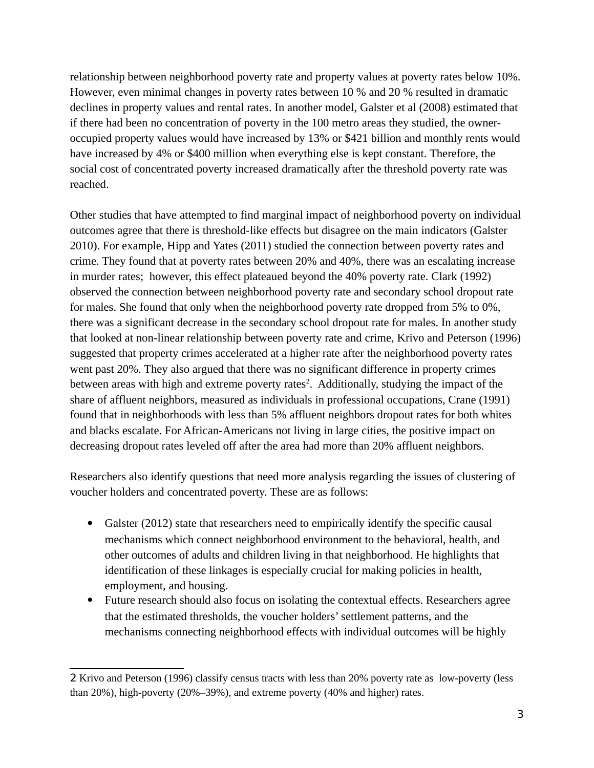relationship between neighborhood poverty rate and property values at poverty rates below 10%. However, even minimal changes in poverty rates between 10 % and 20 % resulted in dramatic declines in property values and rental rates. In another model, Galster et al (2008) estimated that if there had been no concentration of poverty in the 100 metro areas they studied, the owner-occupied property values would have increased by 13% or $421 billion and monthly rents would have increased by 4% or $400 million when everything else is kept constant. Therefore, the social cost of concentrated poverty increased dramatically after the threshold poverty rate was reached.

Other studies that have attempted to find marginal impact of neighborhood poverty on individual outcomes agree that there is threshold-like effects but disagree on the main indicators (Galster 2010). For example, Hipp and Yates (2011) studied the connection between poverty rates and crime. They found that at poverty rates between 20% and 40%, there was an escalating increase in murder rates; however, this effect plateaued beyond the 40% poverty rate. Clark (1992) observed the connection between neighborhood poverty rate and secondary school dropout rate for males. She found that only when the neighborhood poverty rate dropped from 5% to 0%, there was a significant decrease in the secondary school dropout rate for males. In another study that looked at non-linear relationship between poverty rate and crime, Krivo and Peterson (1996) suggested that property crimes accelerated at a higher rate after the neighborhood poverty rates went past 20%. They also argued that there was no significant difference in property crimes between areas with high and extreme poverty rates[2]. Additionally, studying the impact of the share of affluent neighbors, measured as individuals in professional occupations, Crane (1991) found that in neighborhoods with less than 5% affluent neighbors dropout rates for both whites and blacks escalate. For African-Americans not living in large cities, the positive impact on decreasing dropout rates leveled off after the area had more than 20% affluent neighbors.

Researchers also identify questions that need more analysis regarding the issues of clustering of voucher holders and concentrated poverty. These are as follows:

- Galster (2012) state that researchers need to empirically identify the specific causal mechanisms which connect neighborhood environment to the behavioral, health, and other outcomes of adults and children living in that neighborhood. He highlights that identification of these linkages is especially crucial for making policies in health, employment, and housing.
- Future research should also focus on isolating the contextual effects. Researchers agree that the estimated thresholds, the voucher holders' settlement patterns, and the mechanisms connecting neighborhood effects with individual outcomes will be highly

[2] Krivo and Peterson (1996) classify census tracts with less than 20% poverty rate as low-poverty (less than 20%), high-poverty (20%–39%), and extreme poverty (40% and higher) rates.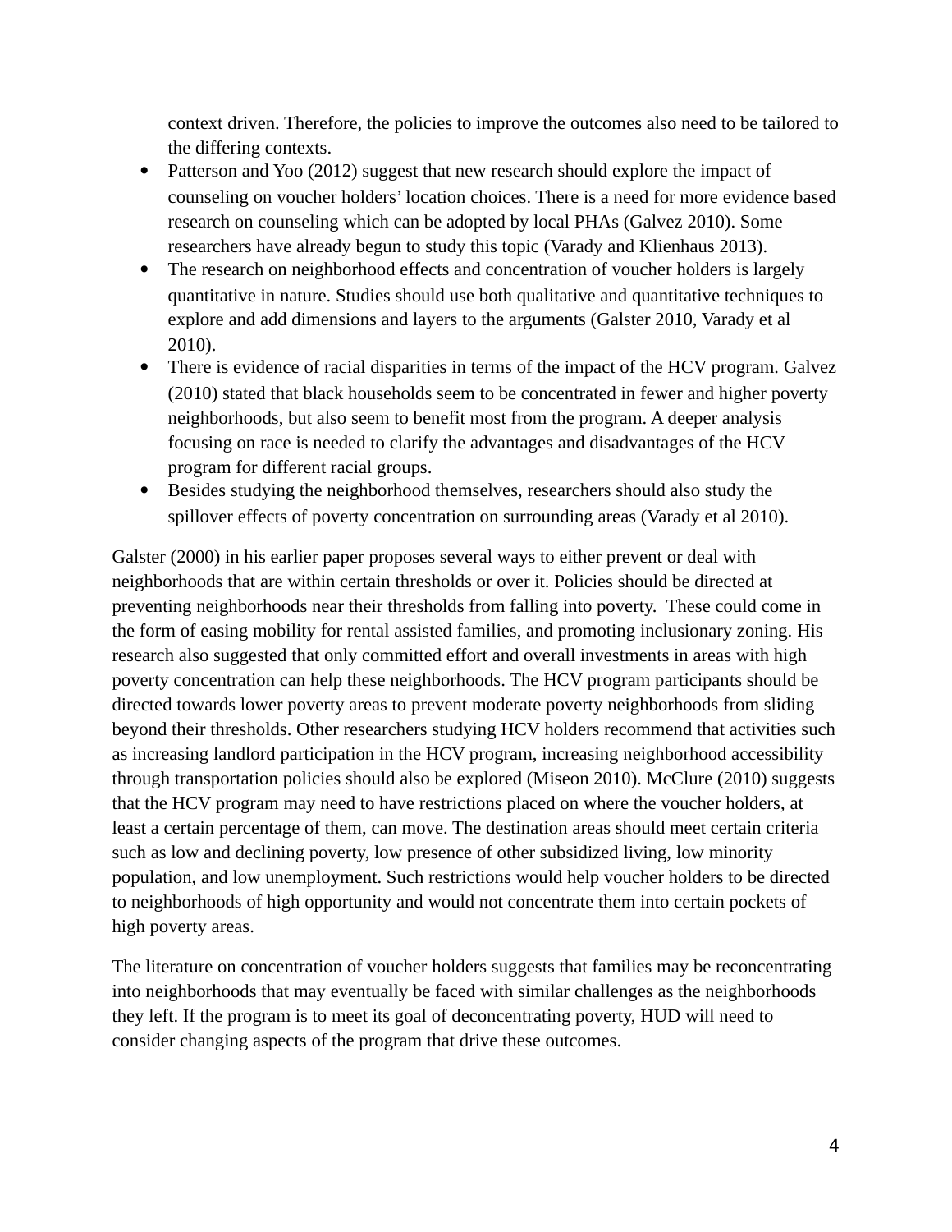context driven. Therefore, the policies to improve the outcomes also need to be tailored to the differing contexts.

- Patterson and Yoo (2012) suggest that new research should explore the impact of counseling on voucher holders' location choices. There is a need for more evidence based research on counseling which can be adopted by local PHAs (Galvez 2010). Some researchers have already begun to study this topic (Varady and Klienhaus 2013).
- The research on neighborhood effects and concentration of voucher holders is largely quantitative in nature. Studies should use both qualitative and quantitative techniques to explore and add dimensions and layers to the arguments (Galster 2010, Varady et al 2010).
- There is evidence of racial disparities in terms of the impact of the HCV program. Galvez (2010) stated that black households seem to be concentrated in fewer and higher poverty neighborhoods, but also seem to benefit most from the program. A deeper analysis focusing on race is needed to clarify the advantages and disadvantages of the HCV program for different racial groups.
- Besides studying the neighborhood themselves, researchers should also study the spillover effects of poverty concentration on surrounding areas (Varady et al 2010).

Galster (2000) in his earlier paper proposes several ways to either prevent or deal with neighborhoods that are within certain thresholds or over it. Policies should be directed at preventing neighborhoods near their thresholds from falling into poverty. These could come in the form of easing mobility for rental assisted families, and promoting inclusionary zoning. His research also suggested that only committed effort and overall investments in areas with high poverty concentration can help these neighborhoods. The HCV program participants should be directed towards lower poverty areas to prevent moderate poverty neighborhoods from sliding beyond their thresholds. Other researchers studying HCV holders recommend that activities such as increasing landlord participation in the HCV program, increasing neighborhood accessibility through transportation policies should also be explored (Miseon 2010). McClure (2010) suggests that the HCV program may need to have restrictions placed on where the voucher holders, at least a certain percentage of them, can move. The destination areas should meet certain criteria such as low and declining poverty, low presence of other subsidized living, low minority population, and low unemployment. Such restrictions would help voucher holders to be directed to neighborhoods of high opportunity and would not concentrate them into certain pockets of high poverty areas.

The literature on concentration of voucher holders suggests that families may be reconcentrating into neighborhoods that may eventually be faced with similar challenges as the neighborhoods they left. If the program is to meet its goal of deconcentrating poverty, HUD will need to consider changing aspects of the program that drive these outcomes.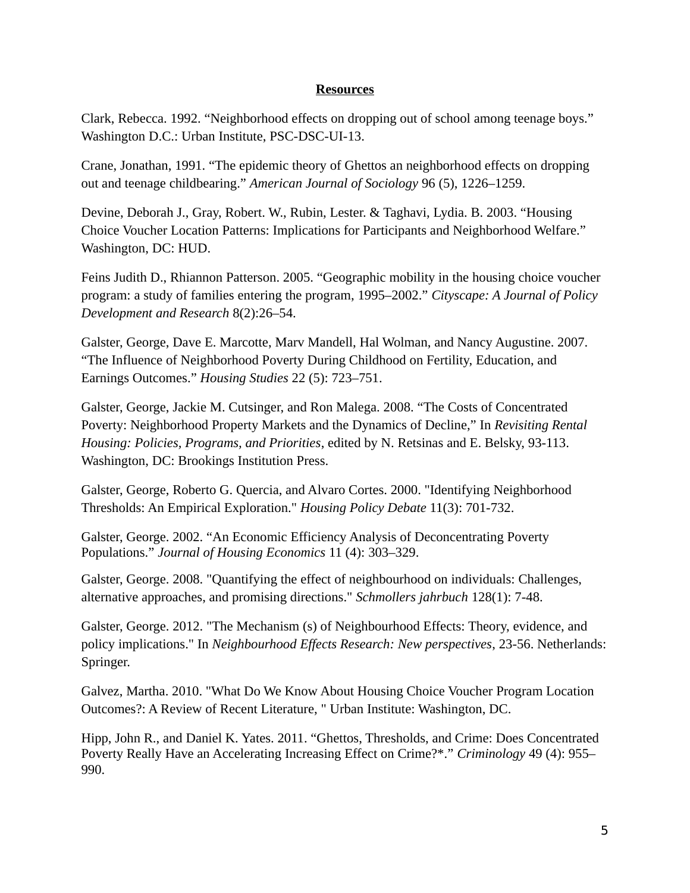## Resources

Clark, Rebecca. 1992. "Neighborhood effects on dropping out of school among teenage boys." Washington D.C.: Urban Institute, PSC-DSC-UI-13.

Crane, Jonathan, 1991. "The epidemic theory of Ghettos an neighborhood effects on dropping out and teenage childbearing." *American Journal of Sociology* 96 (5), 1226–1259.

Devine, Deborah J., Gray, Robert. W., Rubin, Lester. & Taghavi, Lydia. B. 2003. "Housing Choice Voucher Location Patterns: Implications for Participants and Neighborhood Welfare." Washington, DC: HUD.

Feins Judith D., Rhiannon Patterson. 2005. "Geographic mobility in the housing choice voucher program: a study of families entering the program, 1995–2002." *Cityscape: A Journal of Policy Development and Research* 8(2):26–54.

Galster, George, Dave E. Marcotte, Marv Mandell, Hal Wolman, and Nancy Augustine. 2007. "The Influence of Neighborhood Poverty During Childhood on Fertility, Education, and Earnings Outcomes." *Housing Studies* 22 (5): 723–751.

Galster, George, Jackie M. Cutsinger, and Ron Malega. 2008. "The Costs of Concentrated Poverty: Neighborhood Property Markets and the Dynamics of Decline," In *Revisiting Rental Housing: Policies, Programs, and Priorities*, edited by N. Retsinas and E. Belsky, 93-113. Washington, DC: Brookings Institution Press.

Galster, George, Roberto G. Quercia, and Alvaro Cortes. 2000. "Identifying Neighborhood Thresholds: An Empirical Exploration." *Housing Policy Debate* 11(3): 701-732.

Galster, George. 2002. "An Economic Efficiency Analysis of Deconcentrating Poverty Populations." *Journal of Housing Economics* 11 (4): 303–329.

Galster, George. 2008. "Quantifying the effect of neighbourhood on individuals: Challenges, alternative approaches, and promising directions." *Schmollers jahrbuch* 128(1): 7-48.

Galster, George. 2012. "The Mechanism (s) of Neighbourhood Effects: Theory, evidence, and policy implications." In *Neighbourhood Effects Research: New perspectives*, 23-56. Netherlands: Springer.

Galvez, Martha. 2010. "What Do We Know About Housing Choice Voucher Program Location Outcomes?: A Review of Recent Literature, " Urban Institute: Washington, DC.

Hipp, John R., and Daniel K. Yates. 2011. "Ghettos, Thresholds, and Crime: Does Concentrated Poverty Really Have an Accelerating Increasing Effect on Crime?*." *Criminology* 49 (4): 955–990.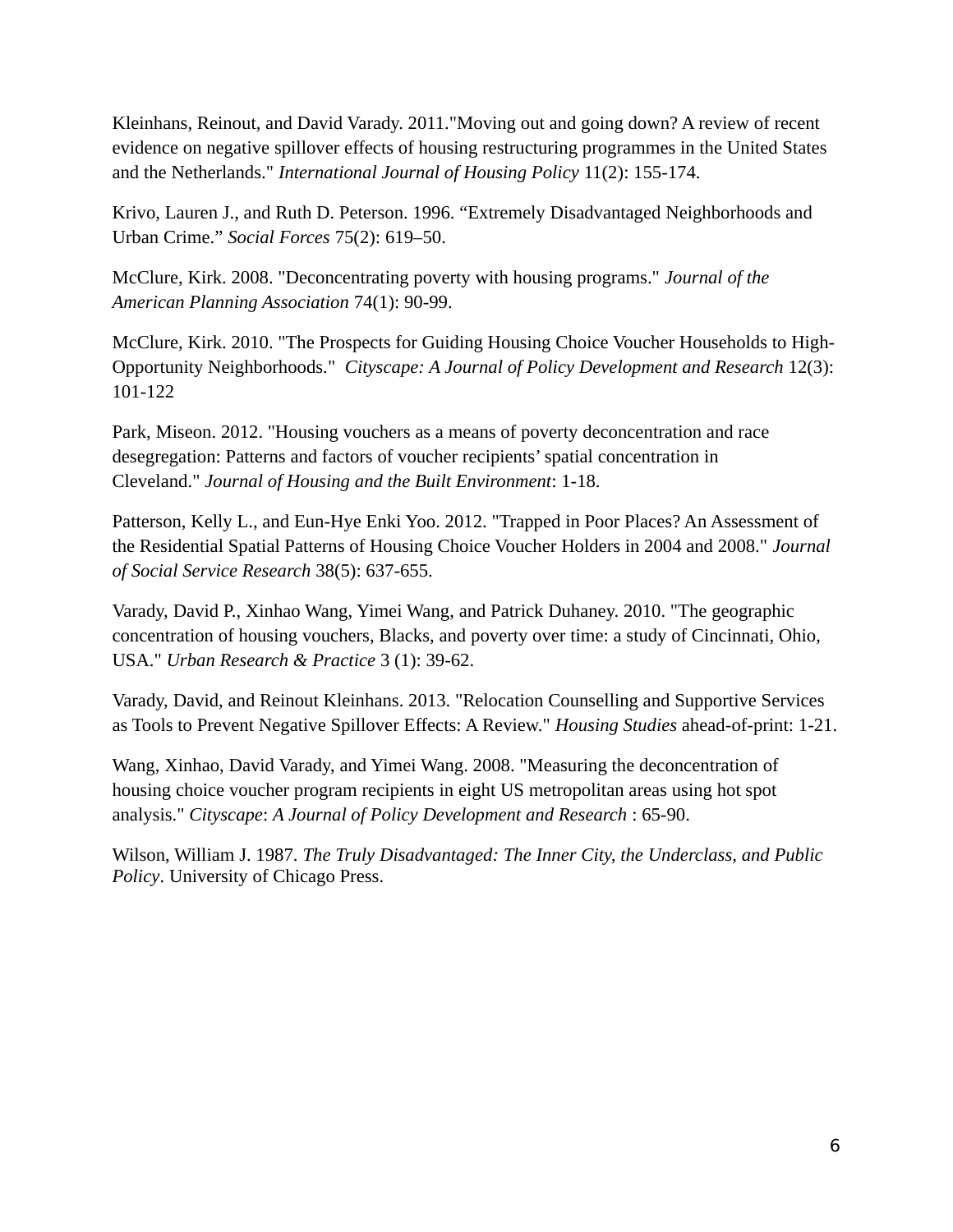Kleinhans, Reinout, and David Varady. 2011."Moving out and going down? A review of recent evidence on negative spillover effects of housing restructuring programmes in the United States and the Netherlands." *International Journal of Housing Policy* 11(2): 155-174.

Krivo, Lauren J., and Ruth D. Peterson. 1996. “Extremely Disadvantaged Neighborhoods and Urban Crime.” *Social Forces* 75(2): 619–50.

McClure, Kirk. 2008. "Deconcentrating poverty with housing programs." *Journal of the American Planning Association* 74(1): 90-99.

McClure, Kirk. 2010. "The Prospects for Guiding Housing Choice Voucher Households to High-Opportunity Neighborhoods." *Cityscape: A Journal of Policy Development and Research* 12(3): 101-122

Park, Miseon. 2012. "Housing vouchers as a means of poverty deconcentration and race desegregation: Patterns and factors of voucher recipients’ spatial concentration in Cleveland." *Journal of Housing and the Built Environment*: 1-18.

Patterson, Kelly L., and Eun-Hye Enki Yoo. 2012. "Trapped in Poor Places? An Assessment of the Residential Spatial Patterns of Housing Choice Voucher Holders in 2004 and 2008." *Journal of Social Service Research* 38(5): 637-655.

Varady, David P., Xinhao Wang, Yimei Wang, and Patrick Duhaney. 2010. "The geographic concentration of housing vouchers, Blacks, and poverty over time: a study of Cincinnati, Ohio, USA." *Urban Research & Practice* 3 (1): 39-62.

Varady, David, and Reinout Kleinhans. 2013. "Relocation Counselling and Supportive Services as Tools to Prevent Negative Spillover Effects: A Review." *Housing Studies* ahead-of-print: 1-21.

Wang, Xinhao, David Varady, and Yimei Wang. 2008. "Measuring the deconcentration of housing choice voucher program recipients in eight US metropolitan areas using hot spot analysis." *Cityscape*: *A Journal of Policy Development and Research* : 65-90.

Wilson, William J. 1987. *The Truly Disadvantaged: The Inner City, the Underclass, and Public Policy*. University of Chicago Press.